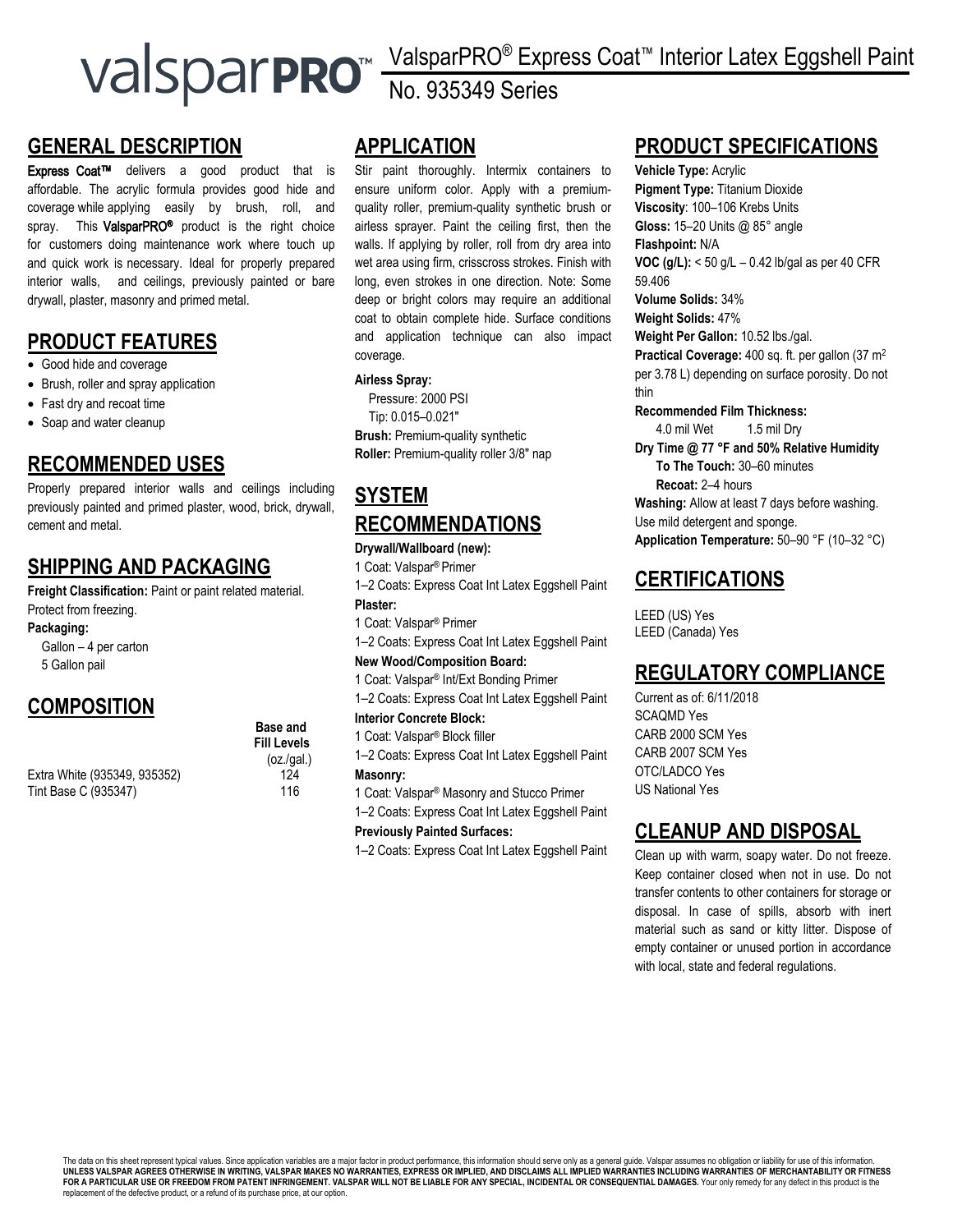# ValsparPRO® Express Coat™ Interior Latex Eggshell Paint

No. 935349 Series

## GENERAL DESCRIPTION

**Express Coat™** delivers a good product that is affordable. The acrylic formula provides good hide and coverage while applying easily by brush, roll, and spray. This **ValsparPRO®** product is the right choice for customers doing maintenance work where touch up and quick work is necessary. Ideal for properly prepared interior walls, and ceilings, previously painted or bare drywall, plaster, masonry and primed metal.

## PRODUCT FEATURES

- Good hide and coverage
- Brush, roller and spray application
- Fast dry and recoat time
- Soap and water cleanup

## RECOMMENDED USES

Properly prepared interior walls and ceilings including previously painted and primed plaster, wood, brick, drywall, cement and metal.

## SHIPPING AND PACKAGING

**Freight Classification:** Paint or paint related material. Protect from freezing.

**Packaging:**

Gallon – 4 per carton
5 Gallon pail

## COMPOSITION

| | Base and Fill Levels (oz./gal.) |
|---|---|
| Extra White (935349, 935352) | 124 |
| Tint Base C (935347) | 116 |

## APPLICATION

Stir paint thoroughly. Intermix containers to ensure uniform color. Apply with a premium-quality roller, premium-quality synthetic brush or airless sprayer. Paint the ceiling first, then the walls. If applying by roller, roll from dry area into wet area using firm, crisscross strokes. Finish with long, even strokes in one direction. Note: Some deep or bright colors may require an additional coat to obtain complete hide. Surface conditions and application technique can also impact coverage.

**Airless Spray:**

Pressure: 2000 PSI
Tip: 0.015–0.021"

**Brush:** Premium-quality synthetic
**Roller:** Premium-quality roller 3/8" nap

## SYSTEM RECOMMENDATIONS

**Drywall/Wallboard (new):**
1 Coat: Valspar® Primer
1–2 Coats: Express Coat Int Latex Eggshell Paint

**Plaster:**
1 Coat: Valspar® Primer
1–2 Coats: Express Coat Int Latex Eggshell Paint

**New Wood/Composition Board:**
1 Coat: Valspar® Int/Ext Bonding Primer
1–2 Coats: Express Coat Int Latex Eggshell Paint

**Interior Concrete Block:**
1 Coat: Valspar® Block filler
1–2 Coats: Express Coat Int Latex Eggshell Paint

**Masonry:**
1 Coat: Valspar® Masonry and Stucco Primer
1–2 Coats: Express Coat Int Latex Eggshell Paint

**Previously Painted Surfaces:**
1–2 Coats: Express Coat Int Latex Eggshell Paint

## PRODUCT SPECIFICATIONS

**Vehicle Type:** Acrylic
**Pigment Type:** Titanium Dioxide
**Viscosity**: 100–106 Krebs Units
**Gloss:** 15–20 Units @ 85° angle
**Flashpoint:** N/A
**VOC (g/L):** < 50 g/L – 0.42 lb/gal as per 40 CFR 59.406
**Volume Solids:** 34%
**Weight Solids:** 47%
**Weight Per Gallon:** 10.52 lbs./gal.
**Practical Coverage:** 400 sq. ft. per gallon (37 m$^2$ per 3.78 L) depending on surface porosity. Do not thin
**Recommended Film Thickness:**
4.0 mil Wet 1.5 mil Dry
**Dry Time @ 77 °F and 50% Relative Humidity**
**To The Touch:** 30–60 minutes
**Recoat:** 2–4 hours
**Washing:** Allow at least 7 days before washing. Use mild detergent and sponge.
**Application Temperature:** 50–90 °F (10–32 °C)

## CERTIFICATIONS

LEED (US) Yes
LEED (Canada) Yes

## REGULATORY COMPLIANCE

Current as of: 6/11/2018
SCAQMD Yes
CARB 2000 SCM Yes
CARB 2007 SCM Yes
OTC/LADCO Yes
US National Yes

## CLEANUP AND DISPOSAL

Clean up with warm, soapy water. Do not freeze. Keep container closed when not in use. Do not transfer contents to other containers for storage or disposal. In case of spills, absorb with inert material such as sand or kitty litter. Dispose of empty container or unused portion in accordance with local, state and federal regulations.

The data on this sheet represent typical values. Since application variables are a major factor in product performance, this information should serve only as a general guide. Valspar assumes no obligation or liability for use of this information. **UNLESS VALSPAR AGREES OTHERWISE IN WRITING, VALSPAR MAKES NO WARRANTIES, EXPRESS OR IMPLIED, AND DISCLAIMS ALL IMPLIED WARRANTIES INCLUDING WARRANTIES OF MERCHANTABILITY OR FITNESS FOR A PARTICULAR USE OR FREEDOM FROM PATENT INFRINGEMENT. VALSPAR WILL NOT BE LIABLE FOR ANY SPECIAL, INCIDENTAL OR CONSEQUENTIAL DAMAGES.** Your only remedy for any defect in this product is the replacement of the defective product, or a refund of its purchase price, at our option.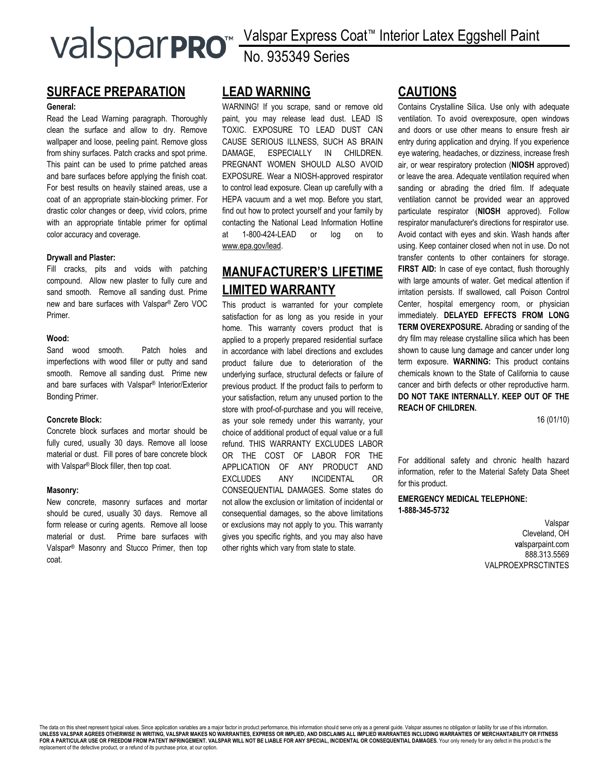# Valspar Express Coat™ Interior Latex Eggshell Paint

No. 935349 Series

## SURFACE PREPARATION

**General:**

Read the Lead Warning paragraph. Thoroughly clean the surface and allow to dry. Remove wallpaper and loose, peeling paint. Remove gloss from shiny surfaces. Patch cracks and spot prime. This paint can be used to prime patched areas and bare surfaces before applying the finish coat. For best results on heavily stained areas, use a coat of an appropriate stain-blocking primer. For drastic color changes or deep, vivid colors, prime with an appropriate tintable primer for optimal color accuracy and coverage.

**Drywall and Plaster:**

Fill cracks, pits and voids with patching compound. Allow new plaster to fully cure and sand smooth. Remove all sanding dust. Prime new and bare surfaces with Valspar® Zero VOC Primer.

**Wood:**

Sand wood smooth. Patch holes and imperfections with wood filler or putty and sand smooth. Remove all sanding dust. Prime new and bare surfaces with Valspar® Interior/Exterior Bonding Primer.

**Concrete Block:**

Concrete block surfaces and mortar should be fully cured, usually 30 days. Remove all loose material or dust. Fill pores of bare concrete block with Valspar® Block filler, then top coat.

**Masonry:**

New concrete, masonry surfaces and mortar should be cured, usually 30 days. Remove all form release or curing agents. Remove all loose material or dust. Prime bare surfaces with Valspar® Masonry and Stucco Primer, then top coat.

## LEAD WARNING

WARNING! If you scrape, sand or remove old paint, you may release lead dust. LEAD IS TOXIC. EXPOSURE TO LEAD DUST CAN CAUSE SERIOUS ILLNESS, SUCH AS BRAIN DAMAGE, ESPECIALLY IN CHILDREN. PREGNANT WOMEN SHOULD ALSO AVOID EXPOSURE. Wear a NIOSH-approved respirator to control lead exposure. Clean up carefully with a HEPA vacuum and a wet mop. Before you start, find out how to protect yourself and your family by contacting the National Lead Information Hotline at 1-800-424-LEAD or log on to www.epa.gov/lead.

## MANUFACTURER'S LIFETIME LIMITED WARRANTY

This product is warranted for your complete satisfaction for as long as you reside in your home. This warranty covers product that is applied to a properly prepared residential surface in accordance with label directions and excludes product failure due to deterioration of the underlying surface, structural defects or failure of previous product. If the product fails to perform to your satisfaction, return any unused portion to the store with proof-of-purchase and you will receive, as your sole remedy under this warranty, your choice of additional product of equal value or a full refund. THIS WARRANTY EXCLUDES LABOR OR THE COST OF LABOR FOR THE APPLICATION OF ANY PRODUCT AND EXCLUDES ANY INCIDENTAL OR CONSEQUENTIAL DAMAGES. Some states do not allow the exclusion or limitation of incidental or consequential damages, so the above limitations or exclusions may not apply to you. This warranty gives you specific rights, and you may also have other rights which vary from state to state.

## CAUTIONS

Contains Crystalline Silica. Use only with adequate ventilation. To avoid overexposure, open windows and doors or use other means to ensure fresh air entry during application and drying. If you experience eye watering, headaches, or dizziness, increase fresh air, or wear respiratory protection (**NIOSH** approved) or leave the area. Adequate ventilation required when sanding or abrading the dried film. If adequate ventilation cannot be provided wear an approved particulate respirator (**NIOSH** approved). Follow respirator manufacturer's directions for respirator use. Avoid contact with eyes and skin. Wash hands after using. Keep container closed when not in use. Do not transfer contents to other containers for storage. **FIRST AID:** In case of eye contact, flush thoroughly with large amounts of water. Get medical attention if irritation persists. If swallowed, call Poison Control Center, hospital emergency room, or physician immediately. **DELAYED EFFECTS FROM LONG TERM OVEREXPOSURE.** Abrading or sanding of the dry film may release crystalline silica which has been shown to cause lung damage and cancer under long term exposure. **WARNING:** This product contains chemicals known to the State of California to cause cancer and birth defects or other reproductive harm. **DO NOT TAKE INTERNALLY. KEEP OUT OF THE REACH OF CHILDREN.**

16 (01/10)

For additional safety and chronic health hazard information, refer to the Material Safety Data Sheet for this product.

**EMERGENCY MEDICAL TELEPHONE: 1-888-345-5732**

Valspar
Cleveland, OH
valsparpaint.com
888.313.5569
VALPROEXPRSCTINTES

The data on this sheet represent typical values. Since application variables are a major factor in product performance, this information should serve only as a general guide. Valspar assumes no obligation or liability for use of this information. **UNLESS VALSPAR AGREES OTHERWISE IN WRITING, VALSPAR MAKES NO WARRANTIES, EXPRESS OR IMPLIED, AND DISCLAIMS ALL IMPLIED WARRANTIES INCLUDING WARRANTIES OF MERCHANTABILITY OR FITNESS FOR A PARTICULAR USE OR FREEDOM FROM PATENT INFRINGEMENT. VALSPAR WILL NOT BE LIABLE FOR ANY SPECIAL, INCIDENTAL OR CONSEQUENTIAL DAMAGES.** Your only remedy for any defect in this product is the replacement of the defective product, or a refund of its purchase price, at our option.